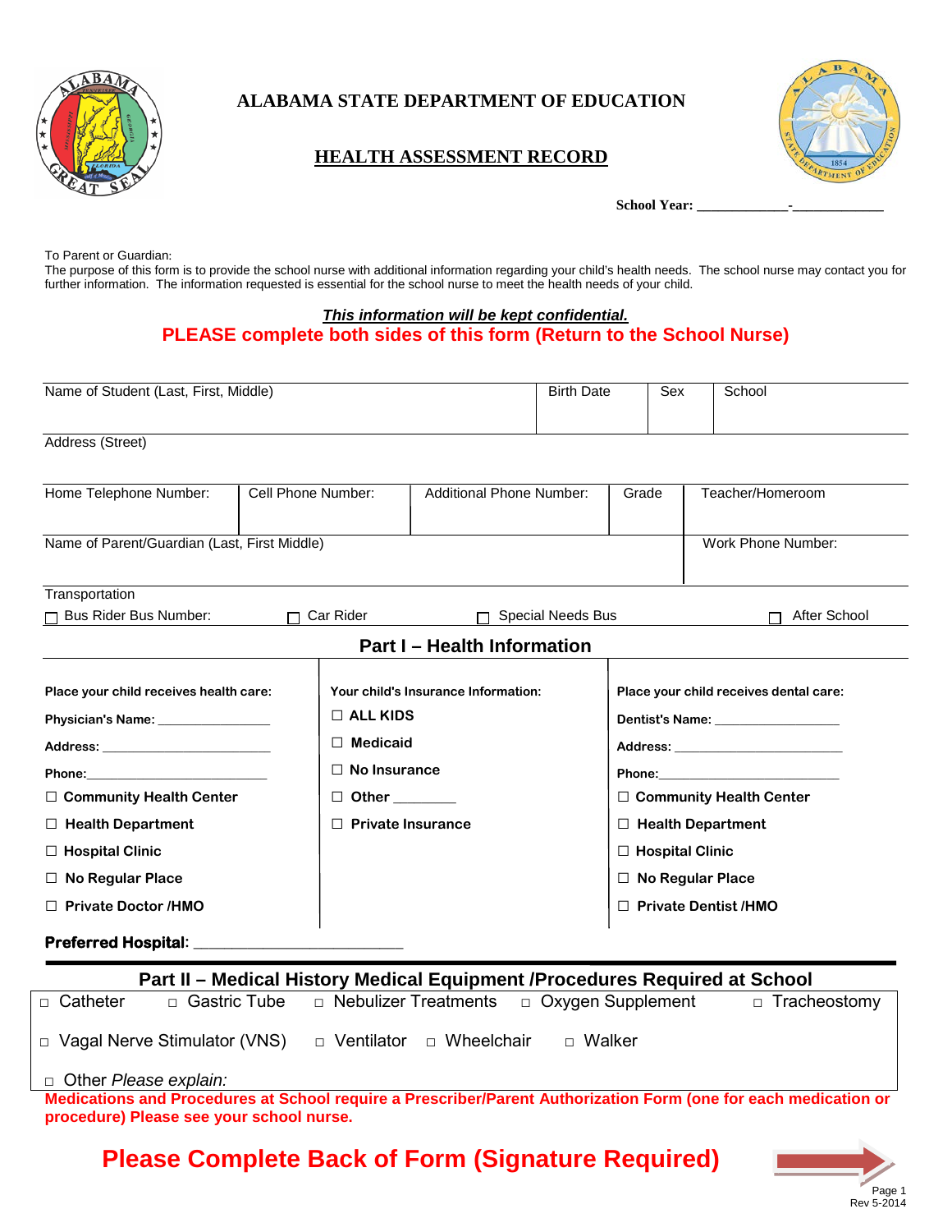# ALABAMA STATE DEPARTMENT OF EDUCATION

## HEALTH ASSESSMENT RECORD

**School Year: _____________-_____________**

To Parent or Guardian:
The purpose of this form is to provide the school nurse with additional information regarding your child's health needs. The school nurse may contact you for further information. The information requested is essential for the school nurse to meet the health needs of your child.

***This information will be kept confidential.***

**PLEASE complete both sides of this form (Return to the School Nurse)**

| Name of Student (Last, First, Middle) | | | Birth Date | Sex | School |
|---|---|---|---|---|---|
| Address (Street) | | | | | |
| Home Telephone Number: | Cell Phone Number: | Additional Phone Number: | Grade | | Teacher/Homeroom |
| Name of Parent/Guardian (Last, First Middle) | | | | | Work Phone Number: |

Transportation

☐ Bus Rider Bus Number: ☐ Car Rider ☐ Special Needs Bus ☐ After School

## Part I – Health Information

| Place your child receives health care: | Your child's Insurance Information: | Place your child receives dental care: |
|---|---|---|
| Physician's Name: _______________ | ☐ ALL KIDS | Dentist's Name: _________________ |
| Address: ________________________ | ☐ Medicaid | Address: ________________________ |
| Phone:__________________________ | ☐ No Insurance | Phone:__________________________ |
| ☐ Community Health Center | ☐ Other ________ | ☐ Community Health Center |
| ☐ Health Department | ☐ Private Insurance | ☐ Health Department |
| ☐ Hospital Clinic | | ☐ Hospital Clinic |
| ☐ No Regular Place | | ☐ No Regular Place |
| ☐ Private Doctor /HMO | | ☐ Private Dentist /HMO |

**Preferred Hospital**: ___________________________

## Part II – Medical History Medical Equipment /Procedures Required at School

☐ Catheter ☐ Gastric Tube ☐ Nebulizer Treatments ☐ Oxygen Supplement ☐ Tracheostomy

☐ Vagal Nerve Stimulator (VNS) ☐ Ventilator ☐ Wheelchair ☐ Walker

☐ Other *Please explain:*

**Medications and Procedures at School require a Prescriber/Parent Authorization Form (one for each medication or procedure) Please see your school nurse.**

**Please Complete Back of Form (Signature Required)**

Rev 5-2014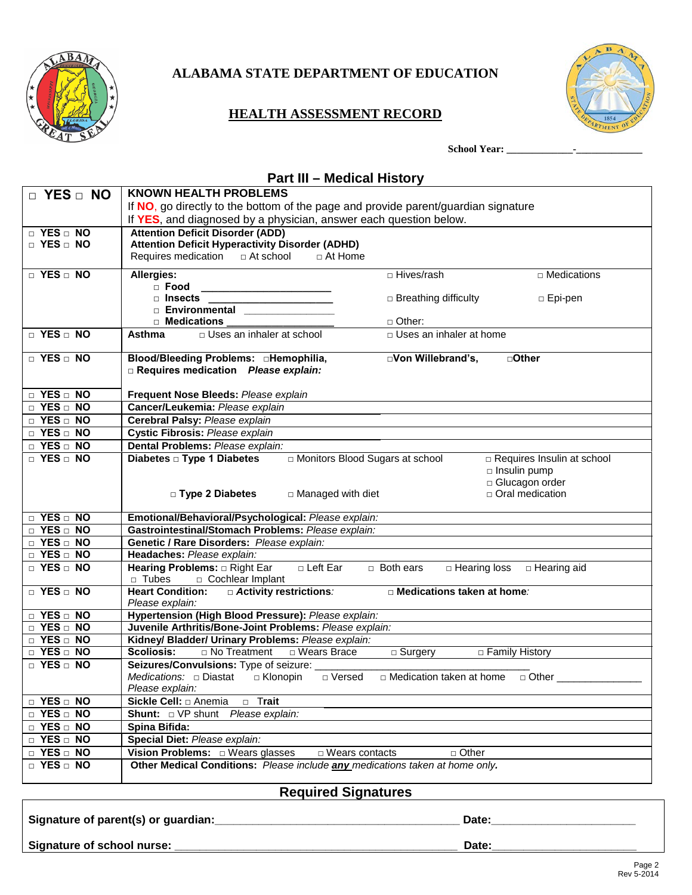# ALABAMA STATE DEPARTMENT OF EDUCATION

## HEALTH ASSESSMENT RECORD

**School Year: _____________-_____________**

## Part III – Medical History

| □ **YES** □ **NO** | **KNOWN HEALTH PROBLEMS**<br>If **NO**, go directly to the bottom of the page and provide parent/guardian signature<br>If **YES**, and diagnosed by a physician, answer each question below. |
|---|---|
| □ **YES** □ **NO**<br>□ **YES** □ **NO** | **Attention Deficit Disorder (ADD)**<br>**Attention Deficit Hyperactivity Disorder (ADHD)**<br>Requires medication □ At school □ At Home |
| □ **YES** □ **NO** | **Allergies:** □ Hives/rash □ Medications<br>□ **Food** _____________________<br>□ **Insects** _____________________ □ Breathing difficulty □ Epi-pen<br>□ **Environmental** _______________<br>□ **Medications** _______________ □ Other: |
| □ **YES** □ **NO** | **Asthma** □ Uses an inhaler at school □ Uses an inhaler at home |
| □ **YES** □ **NO** | **Blood/Bleeding Problems:** □**Hemophilia,** □**Von Willebrand's,** □**Other**<br>□ **Requires medication** ***Please explain:*** |
| □ **YES** □ **NO** | **Frequent Nose Bleeds:** *Please explain* |
| □ **YES** □ **NO** | **Cancer/Leukemia:** *Please explain* |
| □ **YES** □ **NO** | **Cerebral Palsy:** *Please explain* |
| □ **YES** □ **NO** | **Cystic Fibrosis:** *Please explain* |
| □ **YES** □ **NO** | **Dental Problems:** *Please explain:* |
| □ **YES** □ **NO** | **Diabetes** □ **Type 1 Diabetes** □ Monitors Blood Sugars at school □ Requires Insulin at school<br>□ Insulin pump<br>□ Glucagon order<br>□ **Type 2 Diabetes** □ Managed with diet □ Oral medication |
| □ **YES** □ **NO** | **Emotional/Behavioral/Psychological:** *Please explain:* |
| □ **YES** □ **NO** | **Gastrointestinal/Stomach Problems:** *Please explain:* |
| □ **YES** □ **NO** | **Genetic / Rare Disorders:** *Please explain:* |
| □ **YES** □ **NO** | **Headaches:** *Please explain:* |
| □ **YES** □ **NO** | **Hearing Problems:** □ Right Ear □ Left Ear □ Both ears □ Hearing loss □ Hearing aid<br>□ Tubes □ Cochlear Implant |
| □ **YES** □ **NO** | **Heart Condition:** □ ***Activity restrictions:*** □ **Medications taken at home***:*<br>*Please explain:* |
| □ **YES** □ **NO** | **Hypertension (High Blood Pressure):** *Please explain:* |
| □ **YES** □ **NO** | **Juvenile Arthritis/Bone-Joint Problems:** *Please explain:* |
| □ **YES** □ **NO** | **Kidney/ Bladder/ Urinary Problems:** *Please explain:* |
| □ **YES** □ **NO** | **Scoliosis:** □ No Treatment □ Wears Brace □ Surgery □ Family History |
| □ **YES** □ **NO** | **Seizures/Convulsions:** Type of seizure: ______________________________<br>*Medications:* □ Diastat □ Klonopin □ Versed □ Medication taken at home □ Other _______________<br>*Please explain:* |
| □ **YES** □ **NO** | **Sickle Cell:** □ Anemia □ **Trait** |
| □ **YES** □ **NO** | **Shunt:** □ VP shunt *Please explain:* |
| □ **YES** □ **NO** | **Spina Bifida:** |
| □ **YES** □ **NO** | **Special Diet:** *Please explain:* |
| □ **YES** □ **NO** | **Vision Problems:** □ Wears glasses □ Wears contacts □ Other |
| □ **YES** □ **NO** | **Other Medical Conditions:** *Please include* ***any*** *medications taken at home only.* |

## Required Signatures

**Signature of parent(s) or guardian:**________________________________________ **Date:**_______________________

**Signature of school nurse:** _____________________________________________ **Date:**_______________________

Rev 5-2014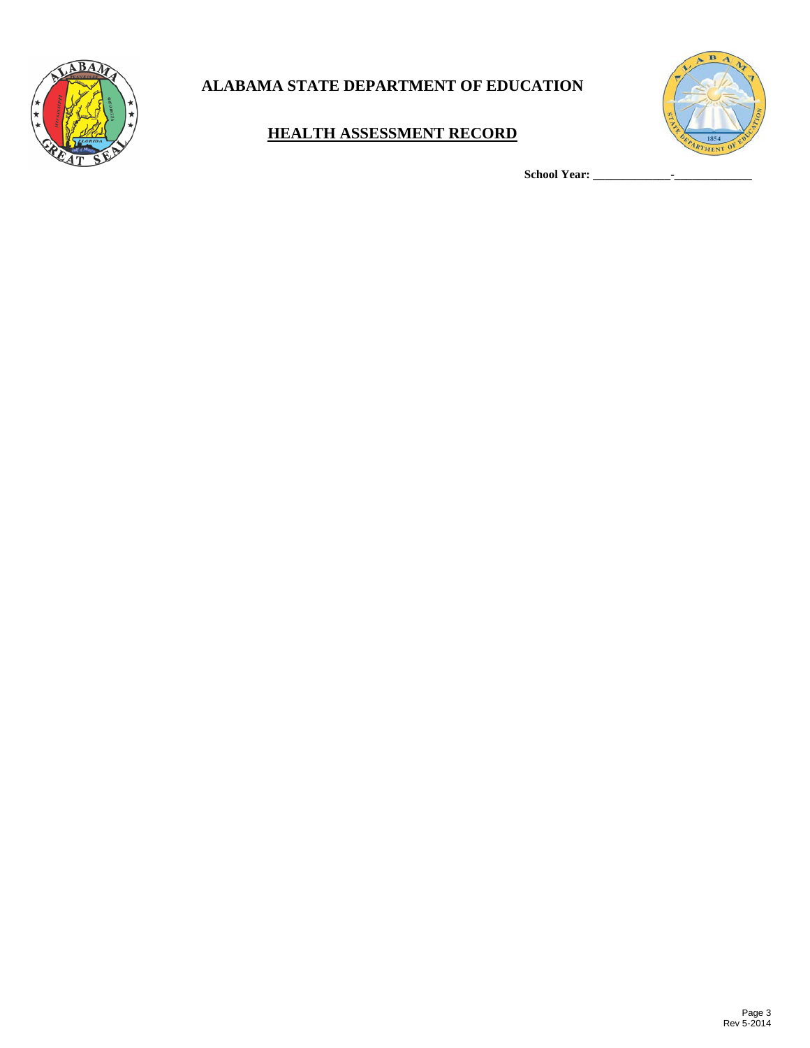**ALABAMA STATE DEPARTMENT OF EDUCATION**

## HEALTH ASSESSMENT RECORD

**School Year: ____________-____________**